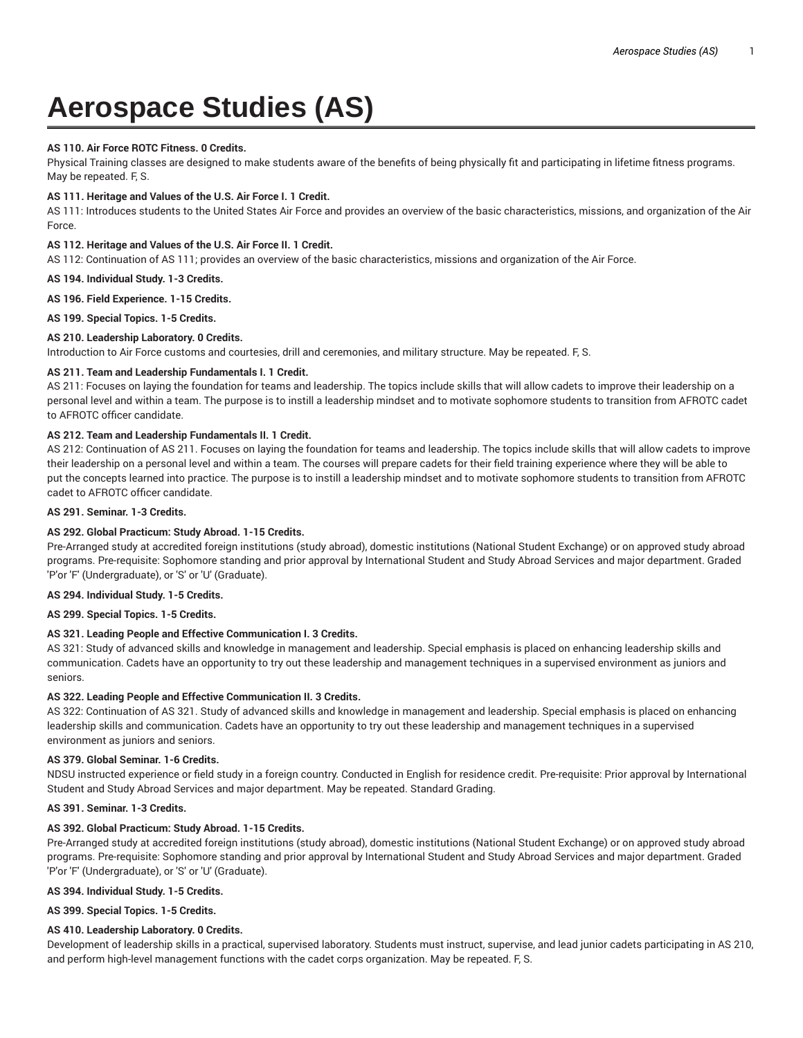# Aerospace Studies (AS)

**AS 110. Air Force ROTC Fitness. 0 Credits.**
Physical Training classes are designed to make students aware of the benefits of being physically fit and participating in lifetime fitness programs. May be repeated. F, S.

**AS 111. Heritage and Values of the U.S. Air Force I. 1 Credit.**
AS 111: Introduces students to the United States Air Force and provides an overview of the basic characteristics, missions, and organization of the Air Force.

**AS 112. Heritage and Values of the U.S. Air Force II. 1 Credit.**
AS 112: Continuation of AS 111; provides an overview of the basic characteristics, missions and organization of the Air Force.

**AS 194. Individual Study. 1-3 Credits.**

**AS 196. Field Experience. 1-15 Credits.**

**AS 199. Special Topics. 1-5 Credits.**

**AS 210. Leadership Laboratory. 0 Credits.**
Introduction to Air Force customs and courtesies, drill and ceremonies, and military structure. May be repeated. F, S.

**AS 211. Team and Leadership Fundamentals I. 1 Credit.**
AS 211: Focuses on laying the foundation for teams and leadership. The topics include skills that will allow cadets to improve their leadership on a personal level and within a team. The purpose is to instill a leadership mindset and to motivate sophomore students to transition from AFROTC cadet to AFROTC officer candidate.

**AS 212. Team and Leadership Fundamentals II. 1 Credit.**
AS 212: Continuation of AS 211. Focuses on laying the foundation for teams and leadership. The topics include skills that will allow cadets to improve their leadership on a personal level and within a team. The courses will prepare cadets for their field training experience where they will be able to put the concepts learned into practice. The purpose is to instill a leadership mindset and to motivate sophomore students to transition from AFROTC cadet to AFROTC officer candidate.

**AS 291. Seminar. 1-3 Credits.**

**AS 292. Global Practicum: Study Abroad. 1-15 Credits.**
Pre-Arranged study at accredited foreign institutions (study abroad), domestic institutions (National Student Exchange) or on approved study abroad programs. Pre-requisite: Sophomore standing and prior approval by International Student and Study Abroad Services and major department. Graded 'P'or 'F' (Undergraduate), or 'S' or 'U' (Graduate).

**AS 294. Individual Study. 1-5 Credits.**

**AS 299. Special Topics. 1-5 Credits.**

**AS 321. Leading People and Effective Communication I. 3 Credits.**
AS 321: Study of advanced skills and knowledge in management and leadership. Special emphasis is placed on enhancing leadership skills and communication. Cadets have an opportunity to try out these leadership and management techniques in a supervised environment as juniors and seniors.

**AS 322. Leading People and Effective Communication II. 3 Credits.**
AS 322: Continuation of AS 321. Study of advanced skills and knowledge in management and leadership. Special emphasis is placed on enhancing leadership skills and communication. Cadets have an opportunity to try out these leadership and management techniques in a supervised environment as juniors and seniors.

**AS 379. Global Seminar. 1-6 Credits.**
NDSU instructed experience or field study in a foreign country. Conducted in English for residence credit. Pre-requisite: Prior approval by International Student and Study Abroad Services and major department. May be repeated. Standard Grading.

**AS 391. Seminar. 1-3 Credits.**

**AS 392. Global Practicum: Study Abroad. 1-15 Credits.**
Pre-Arranged study at accredited foreign institutions (study abroad), domestic institutions (National Student Exchange) or on approved study abroad programs. Pre-requisite: Sophomore standing and prior approval by International Student and Study Abroad Services and major department. Graded 'P'or 'F' (Undergraduate), or 'S' or 'U' (Graduate).

**AS 394. Individual Study. 1-5 Credits.**

**AS 399. Special Topics. 1-5 Credits.**

**AS 410. Leadership Laboratory. 0 Credits.**
Development of leadership skills in a practical, supervised laboratory. Students must instruct, supervise, and lead junior cadets participating in AS 210, and perform high-level management functions with the cadet corps organization. May be repeated. F, S.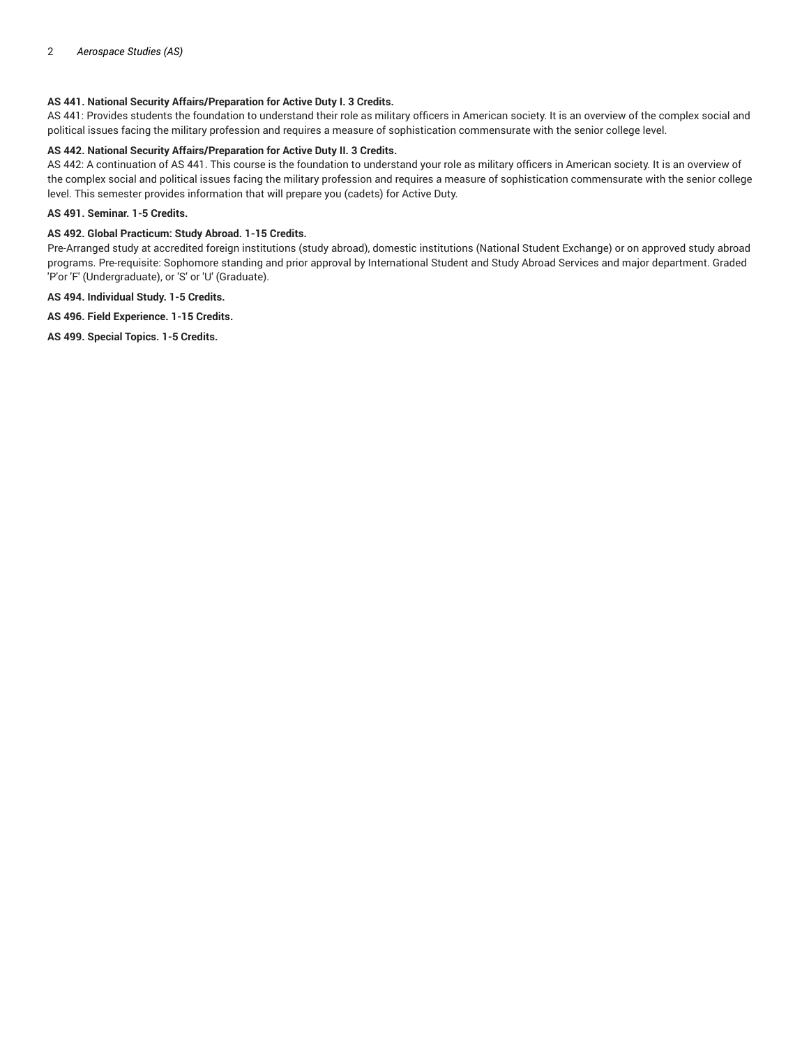**AS 441. National Security Affairs/Preparation for Active Duty I. 3 Credits.**
AS 441: Provides students the foundation to understand their role as military officers in American society. It is an overview of the complex social and political issues facing the military profession and requires a measure of sophistication commensurate with the senior college level.

**AS 442. National Security Affairs/Preparation for Active Duty II. 3 Credits.**
AS 442: A continuation of AS 441. This course is the foundation to understand your role as military officers in American society. It is an overview of the complex social and political issues facing the military profession and requires a measure of sophistication commensurate with the senior college level. This semester provides information that will prepare you (cadets) for Active Duty.

**AS 491. Seminar. 1-5 Credits.**

**AS 492. Global Practicum: Study Abroad. 1-15 Credits.**
Pre-Arranged study at accredited foreign institutions (study abroad), domestic institutions (National Student Exchange) or on approved study abroad programs. Pre-requisite: Sophomore standing and prior approval by International Student and Study Abroad Services and major department. Graded 'P'or 'F' (Undergraduate), or 'S' or 'U' (Graduate).

**AS 494. Individual Study. 1-5 Credits.**

**AS 496. Field Experience. 1-15 Credits.**

**AS 499. Special Topics. 1-5 Credits.**